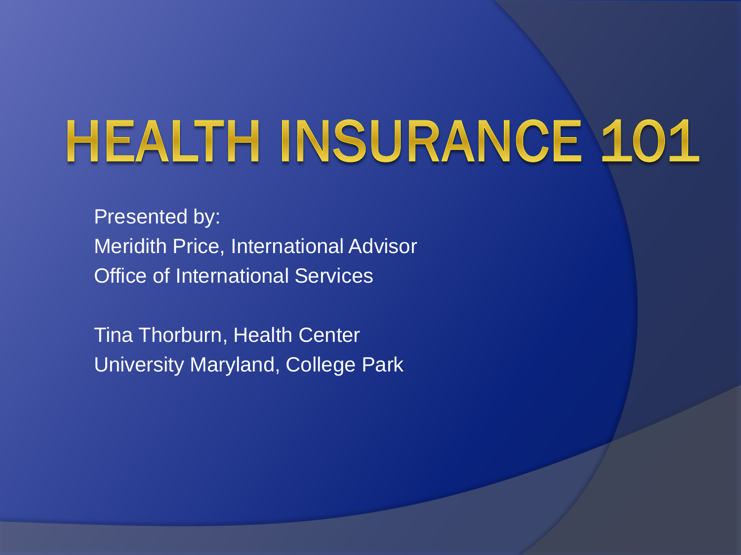# HEALTH INSURANCE 101

Presented by:
Meridith Price, International Advisor
Office of International Services

Tina Thorburn, Health Center
University Maryland, College Park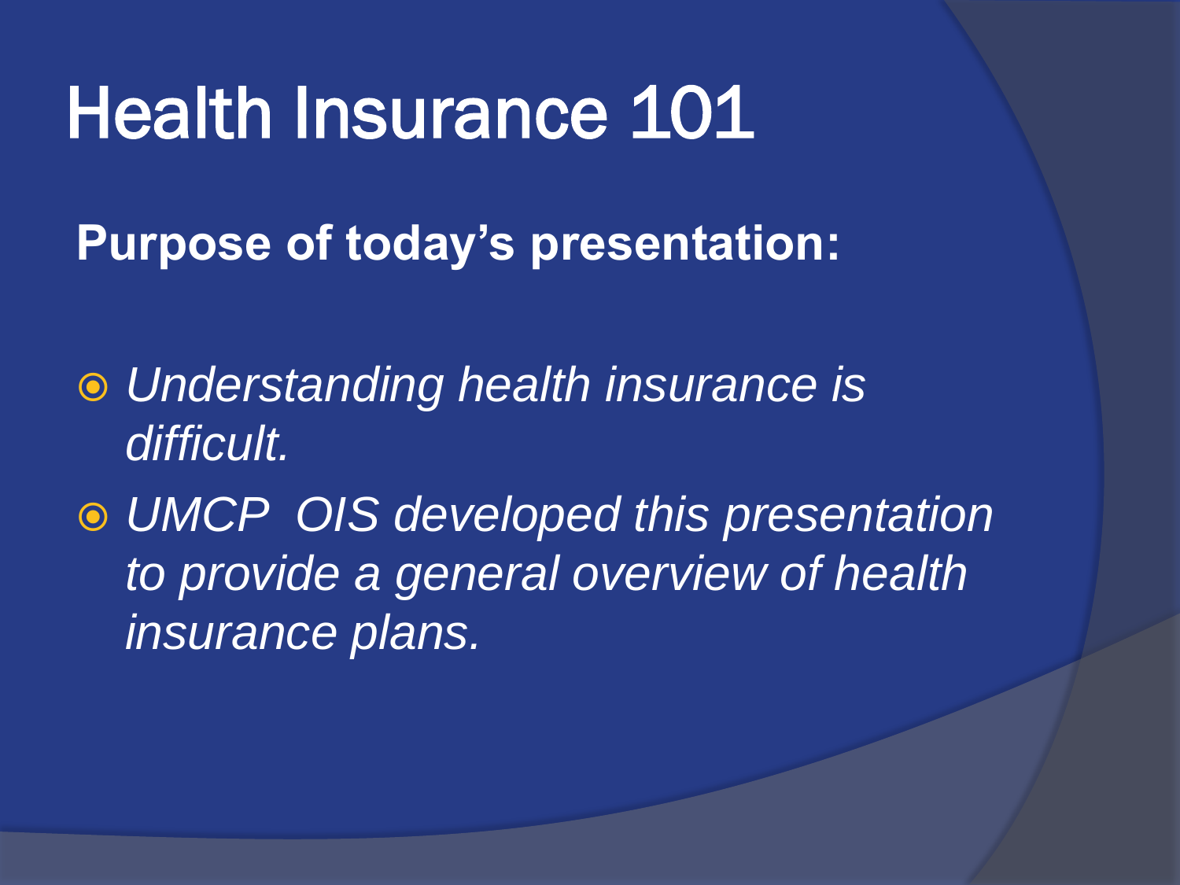# Health Insurance 101

**Purpose of today's presentation:**

- *Understanding health insurance is difficult.*
- *UMCP  OIS developed this presentation to provide a general overview of health insurance plans.*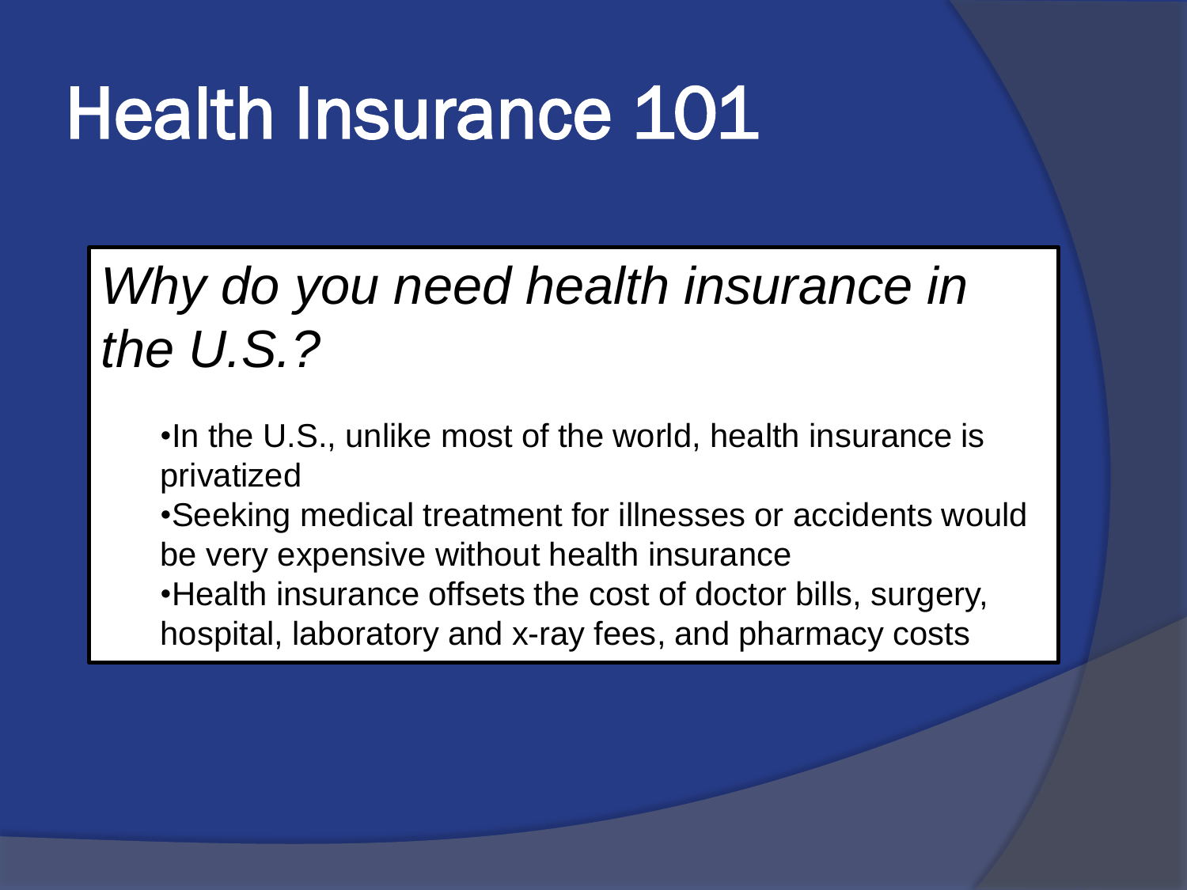# Health Insurance 101

## *Why do you need health insurance in the U.S.?*

- In the U.S., unlike most of the world, health insurance is privatized
- Seeking medical treatment for illnesses or accidents would be very expensive without health insurance
- Health insurance offsets the cost of doctor bills, surgery, hospital, laboratory and x-ray fees, and pharmacy costs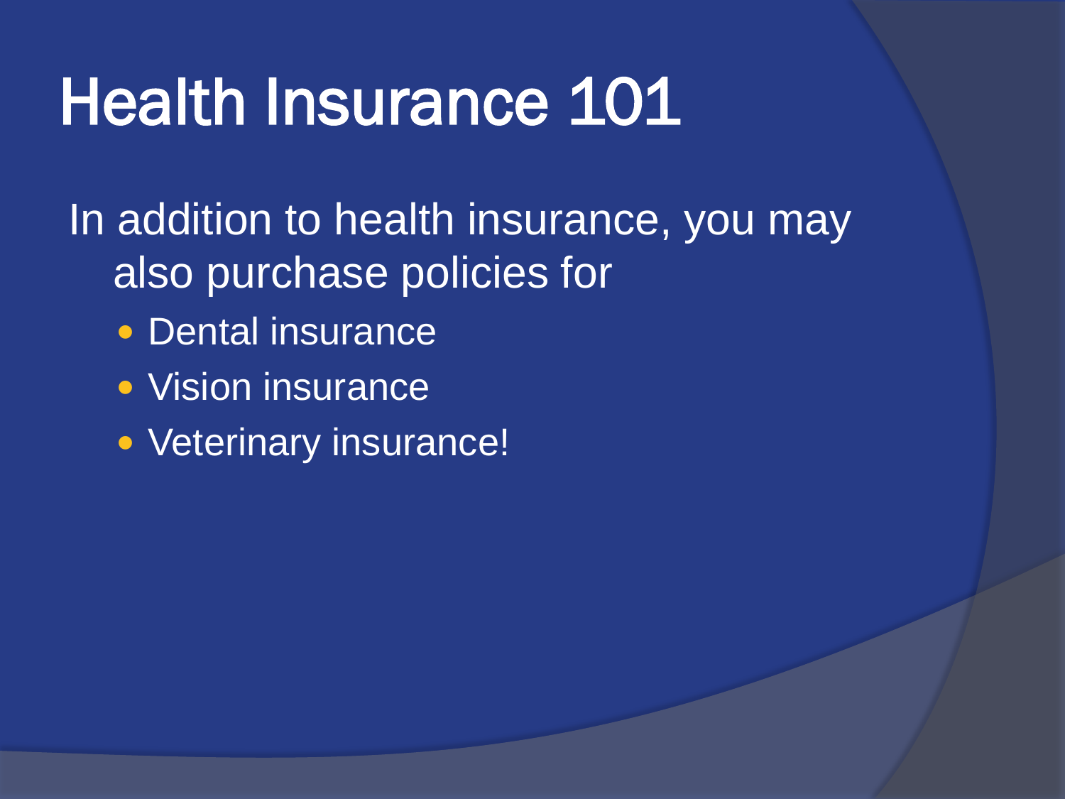# Health Insurance 101

In addition to health insurance, you may also purchase policies for

- Dental insurance
- Vision insurance
- Veterinary insurance!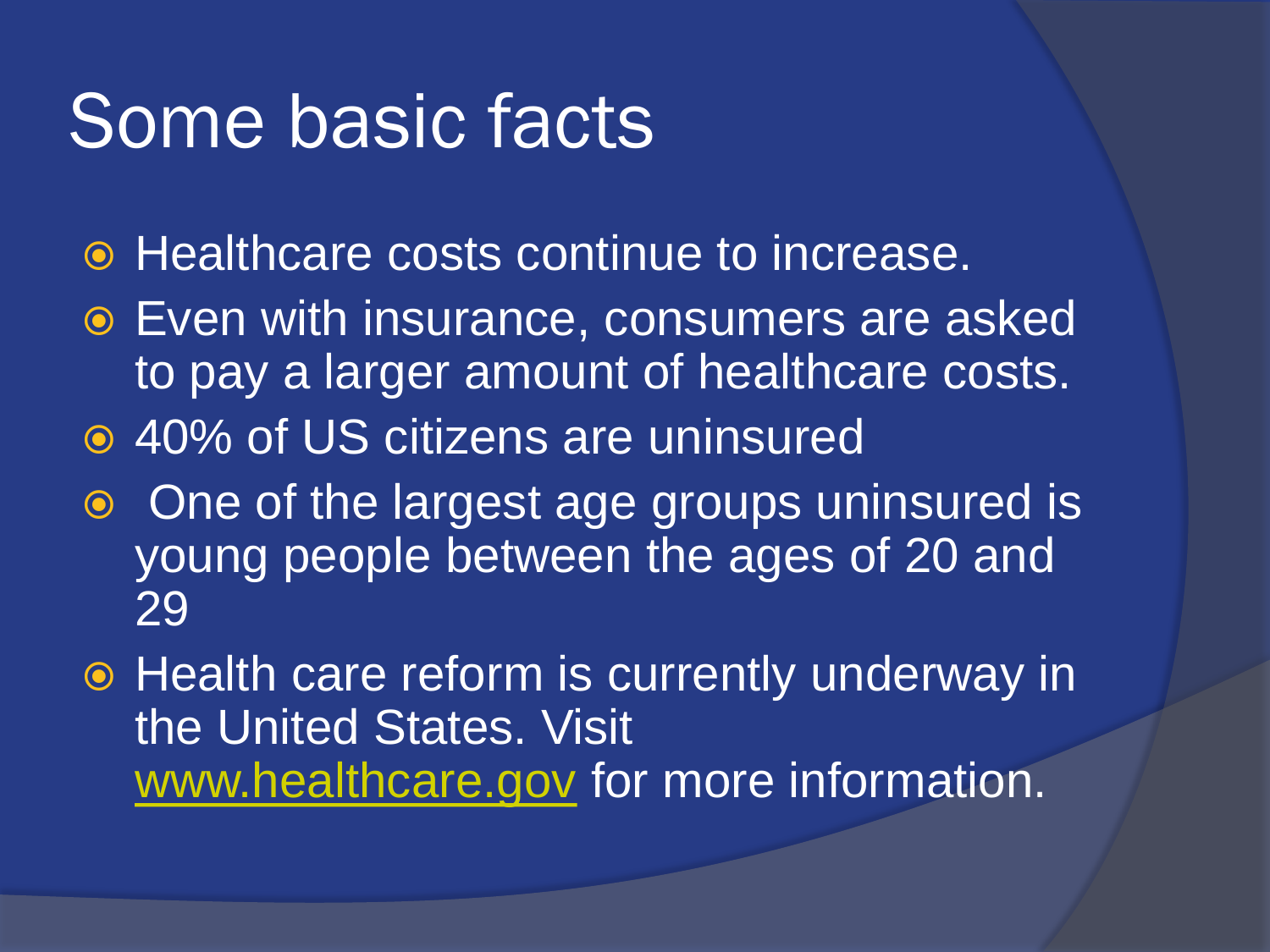# Some basic facts

- Healthcare costs continue to increase.
- Even with insurance, consumers are asked to pay a larger amount of healthcare costs.
- 40% of US citizens are uninsured
- One of the largest age groups uninsured is young people between the ages of 20 and 29
- Health care reform is currently underway in the United States. Visit www.healthcare.gov for more information.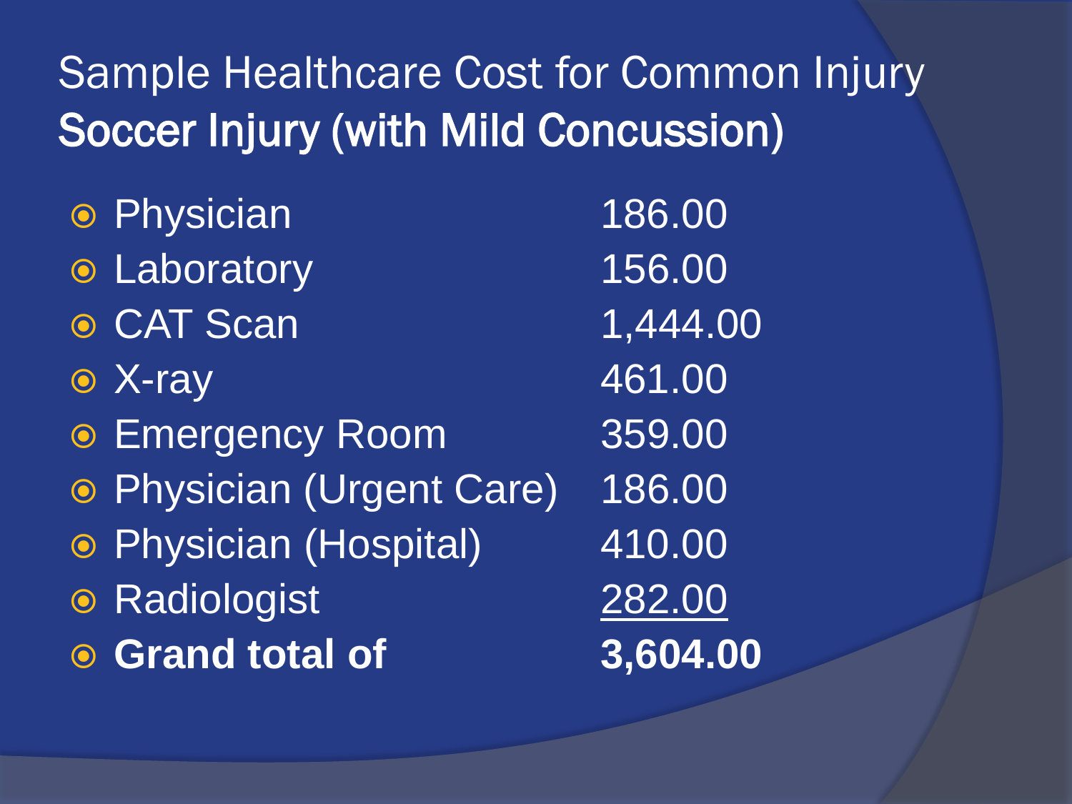# Sample Healthcare Cost for Common Injury

## Soccer Injury (with Mild Concussion)

| | |
|---|---|
| Physician | 186.00 |
| Laboratory | 156.00 |
| CAT Scan | 1,444.00 |
| X-ray | 461.00 |
| Emergency Room | 359.00 |
| Physician (Urgent Care) | 186.00 |
| Physician (Hospital) | 410.00 |
| Radiologist | 282.00 |
| **Grand total of** | **3,604.00** |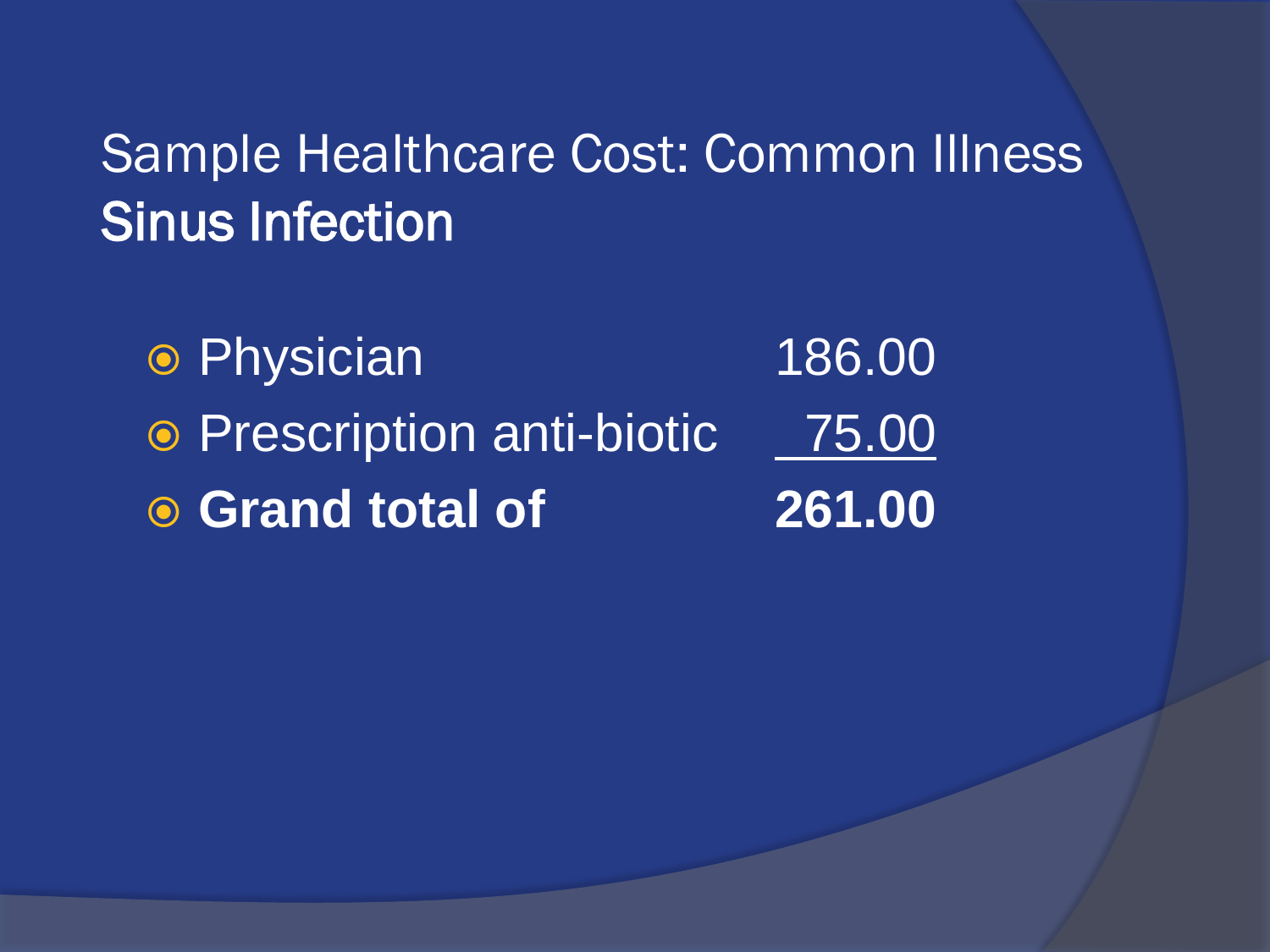# Sample Healthcare Cost: Common Illness
## Sinus Infection

| | |
|---|---|
| Physician | 186.00 |
| Prescription anti-biotic | 75.00 |
| **Grand total of** | **261.00** |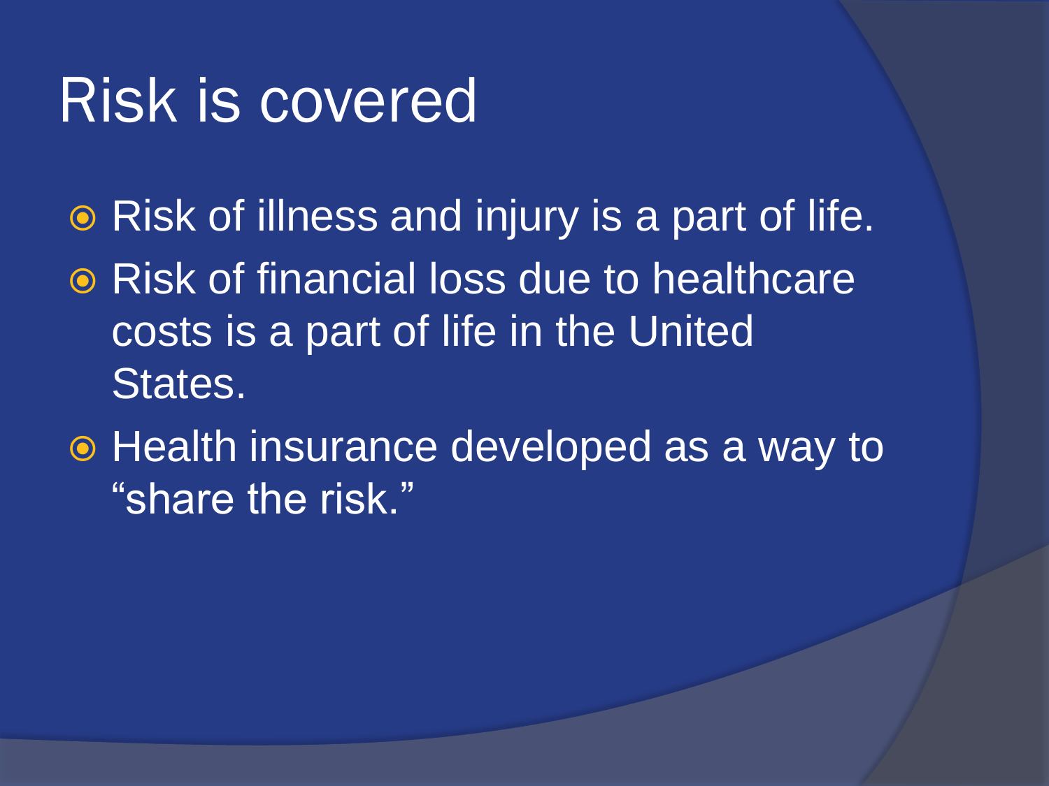# Risk is covered

- Risk of illness and injury is a part of life.
- Risk of financial loss due to healthcare costs is a part of life in the United States.
- Health insurance developed as a way to "share the risk."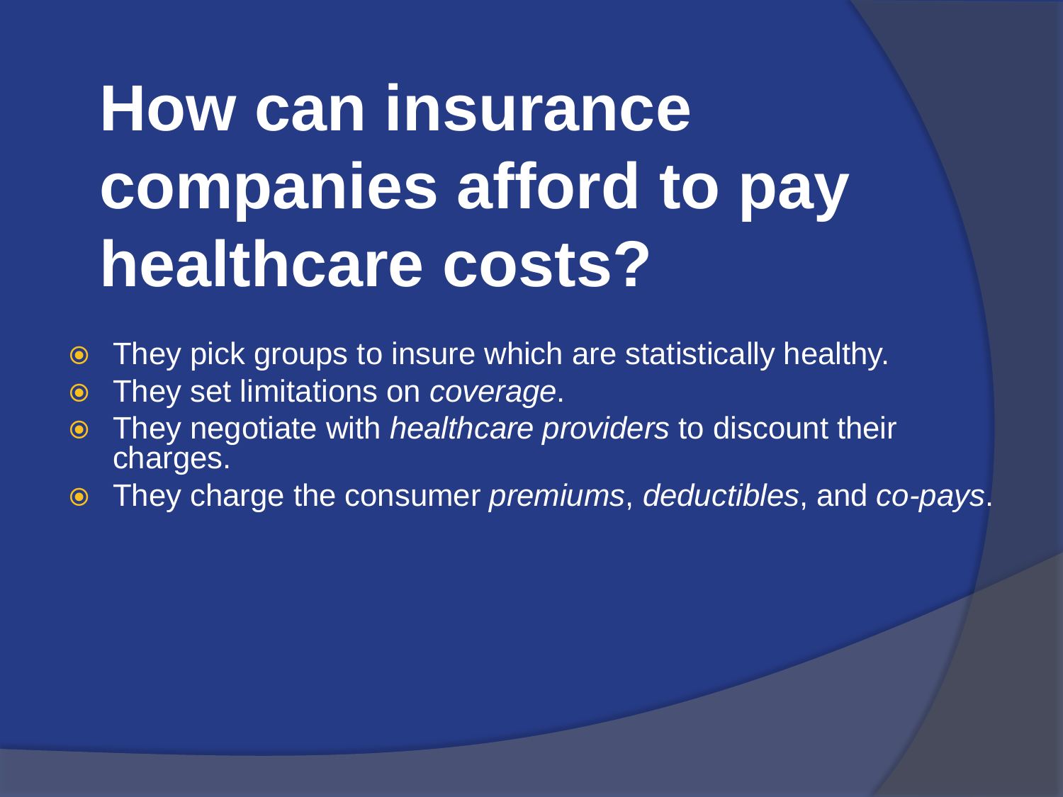# How can insurance companies afford to pay healthcare costs?

- They pick groups to insure which are statistically healthy.
- They set limitations on *coverage*.
- They negotiate with *healthcare providers* to discount their charges.
- They charge the consumer *premiums*, *deductibles*, and *co-pays*.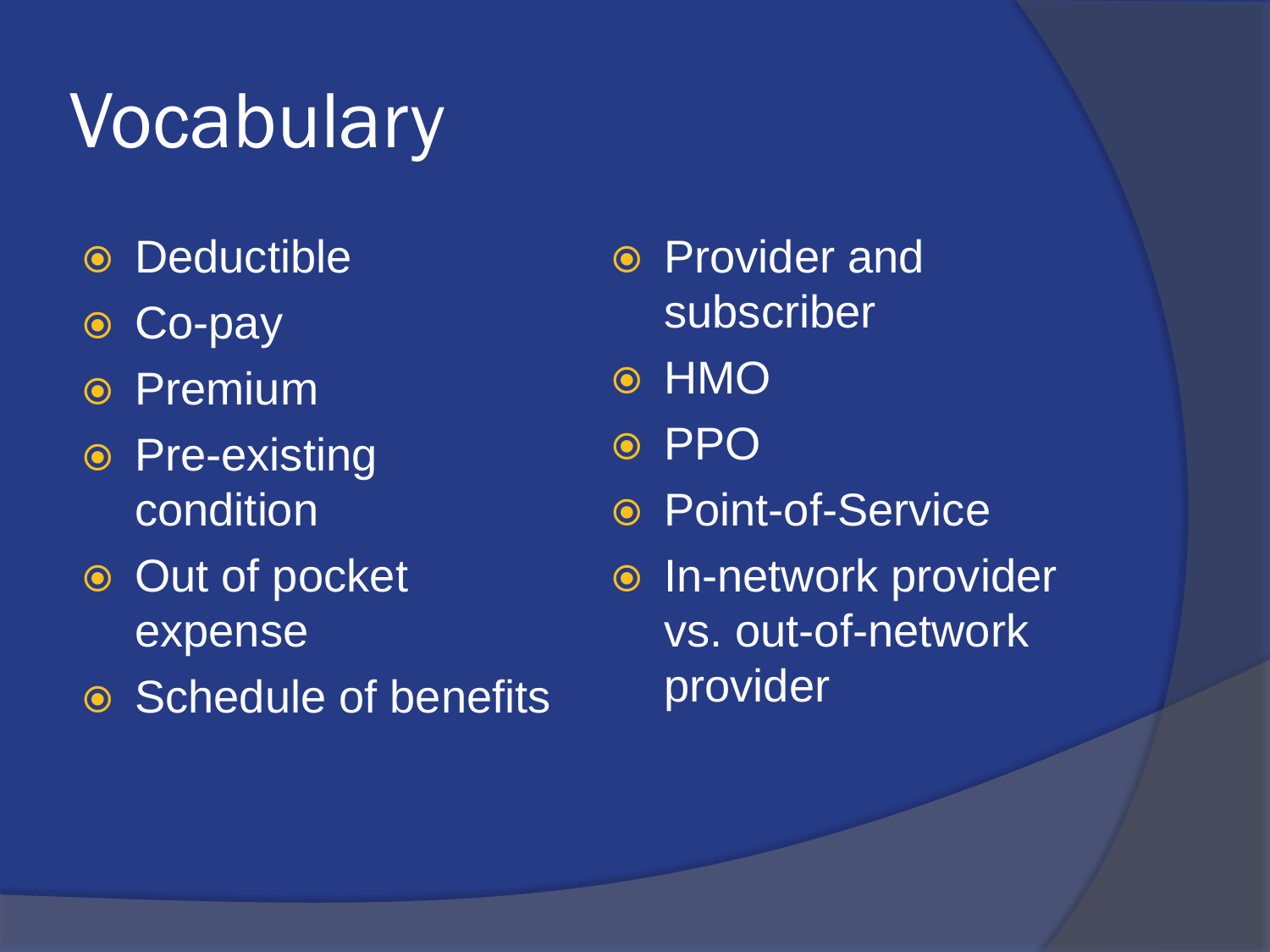# Vocabulary

- Deductible
- Co-pay
- Premium
- Pre-existing condition
- Out of pocket expense
- Schedule of benefits
- Provider and subscriber
- HMO
- PPO
- Point-of-Service
- In-network provider vs. out-of-network provider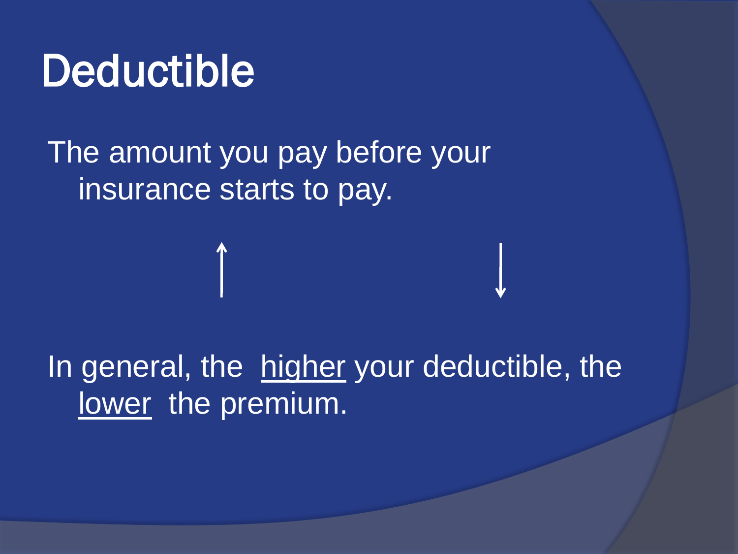# Deductible

The amount you pay before your insurance starts to pay.

↑ ↓

In general, the higher your deductible, the lower the premium.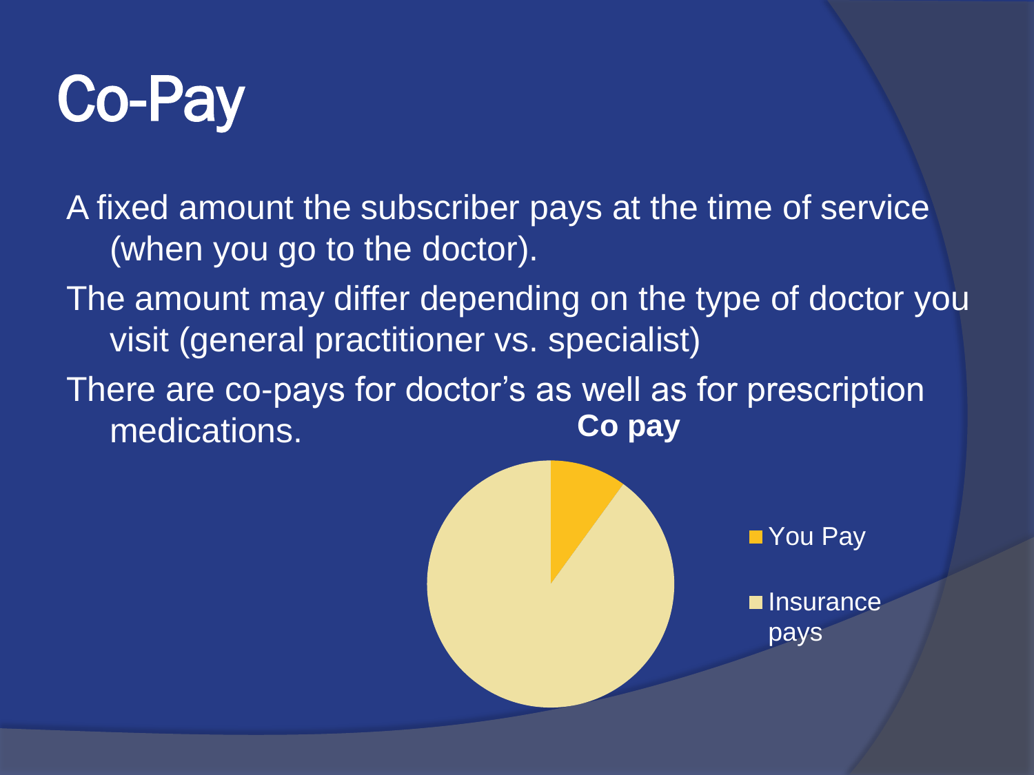# Co-Pay

A fixed amount the subscriber pays at the time of service (when you go to the doctor).

The amount may differ depending on the type of doctor you visit (general practitioner vs. specialist)

There are co-pays for doctor's as well as for prescription medications.

**Co pay**

- You Pay
- Insurance pays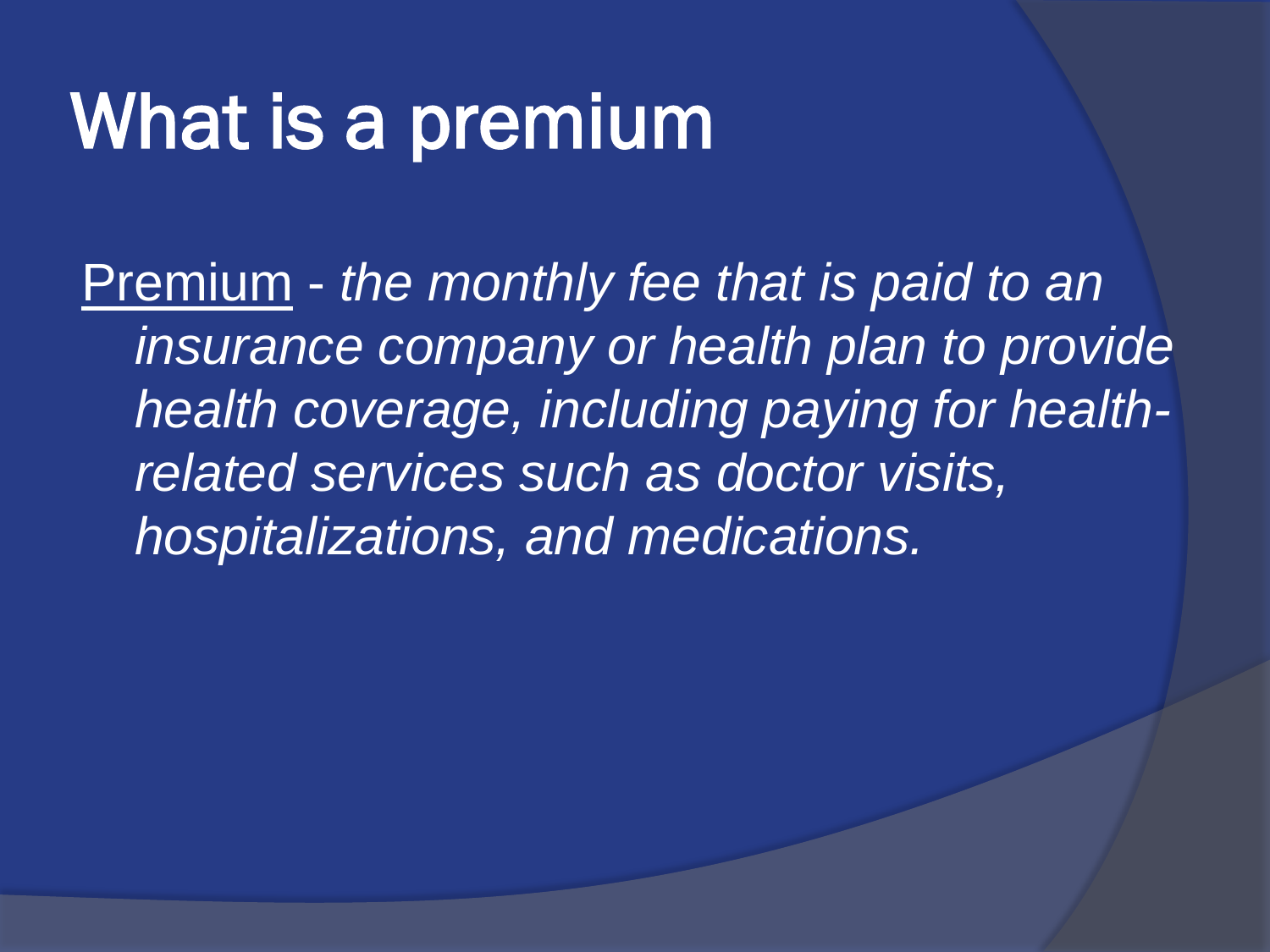# What is a premium

<u>Premium</u> - *the monthly fee that is paid to an insurance company or health plan to provide health coverage, including paying for health-related services such as doctor visits, hospitalizations, and medications.*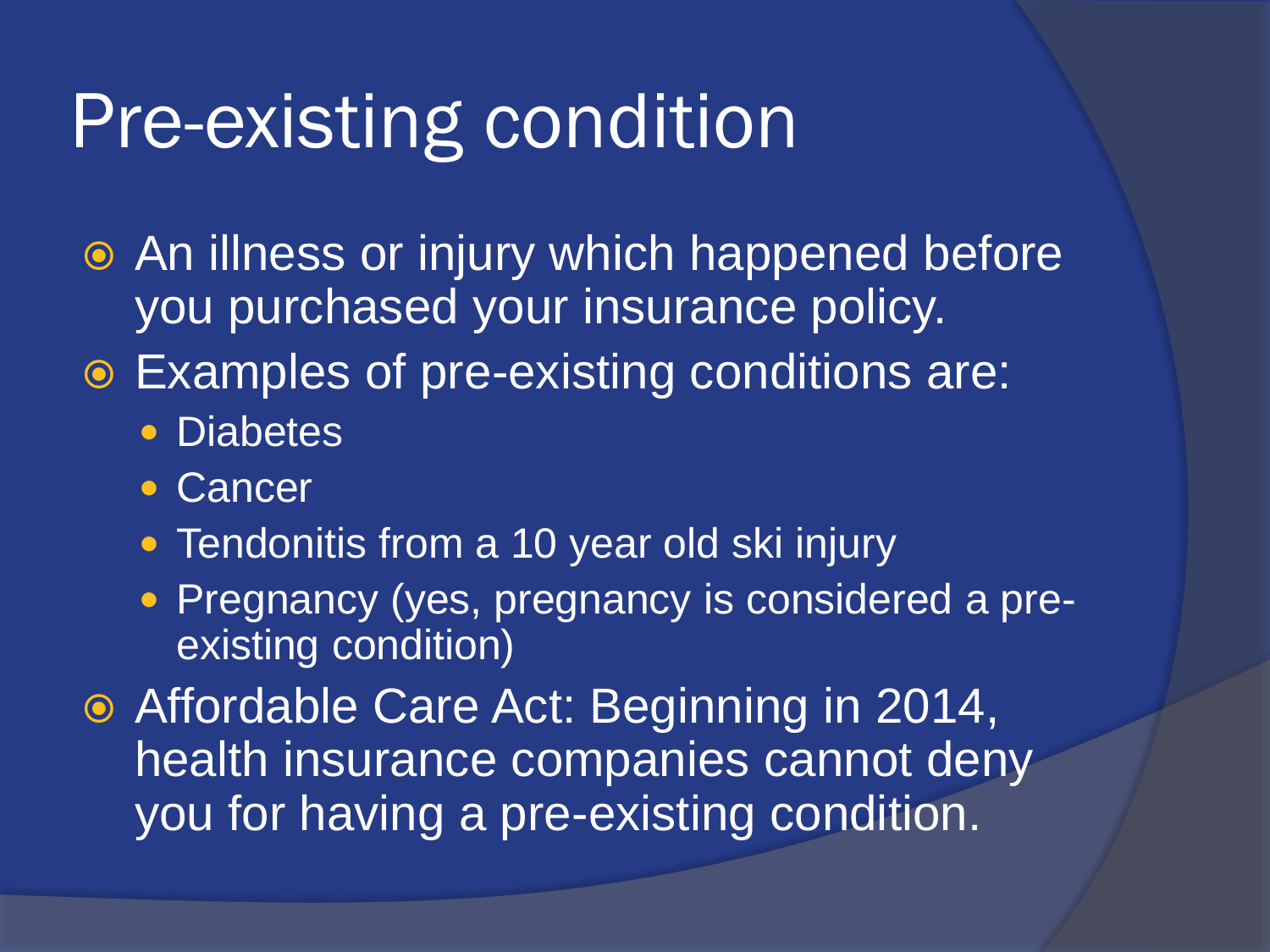# Pre-existing condition

- An illness or injury which happened before you purchased your insurance policy.
- Examples of pre-existing conditions are:
  - Diabetes
  - Cancer
  - Tendonitis from a 10 year old ski injury
  - Pregnancy (yes, pregnancy is considered a pre-existing condition)
- Affordable Care Act: Beginning in 2014, health insurance companies cannot deny you for having a pre-existing condition.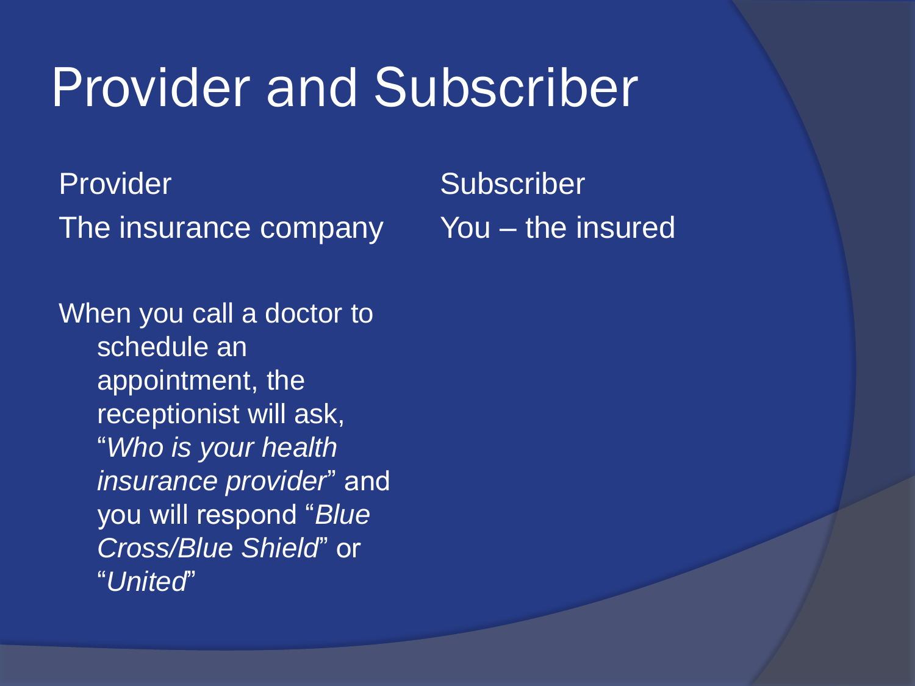# Provider and Subscriber

| Provider | Subscriber |
| --- | --- |
| The insurance company | You – the insured |

When you call a doctor to schedule an appointment, the receptionist will ask, "*Who is your health insurance provider*" and you will respond "*Blue Cross/Blue Shield*" or "*United*"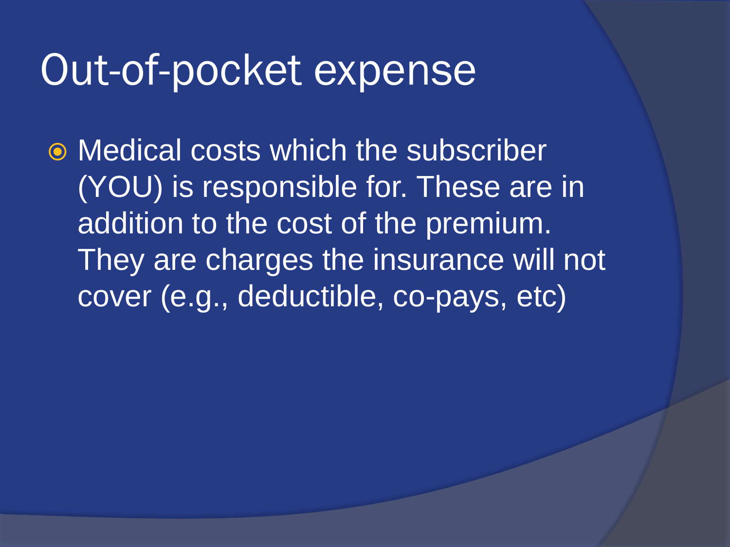# Out-of-pocket expense

- Medical costs which the subscriber (YOU) is responsible for. These are in addition to the cost of the premium. They are charges the insurance will not cover (e.g., deductible, co-pays, etc)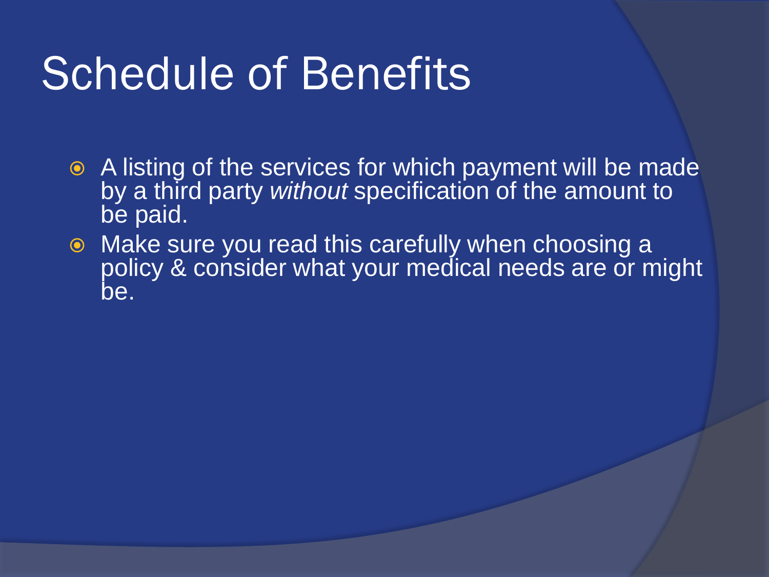# Schedule of Benefits

- A listing of the services for which payment will be made by a third party *without* specification of the amount to be paid.
- Make sure you read this carefully when choosing a policy & consider what your medical needs are or might be.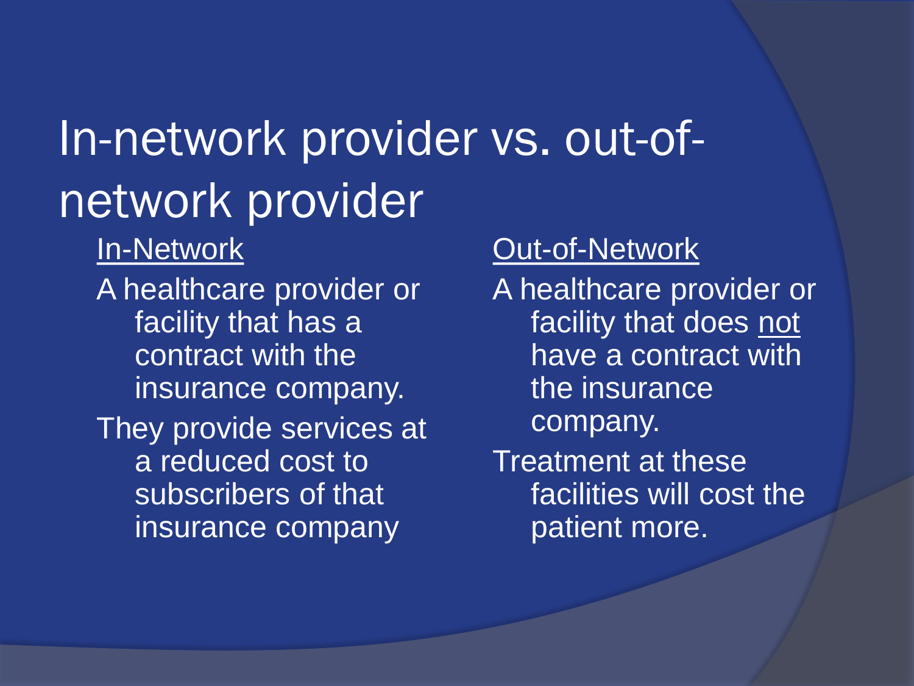# In-network provider vs. out-of-network provider

<u>In-Network</u>

A healthcare provider or facility that has a contract with the insurance company.

They provide services at a reduced cost to subscribers of that insurance company

<u>Out-of-Network</u>

A healthcare provider or facility that does <u>not</u> have a contract with the insurance company.

Treatment at these facilities will cost the patient more.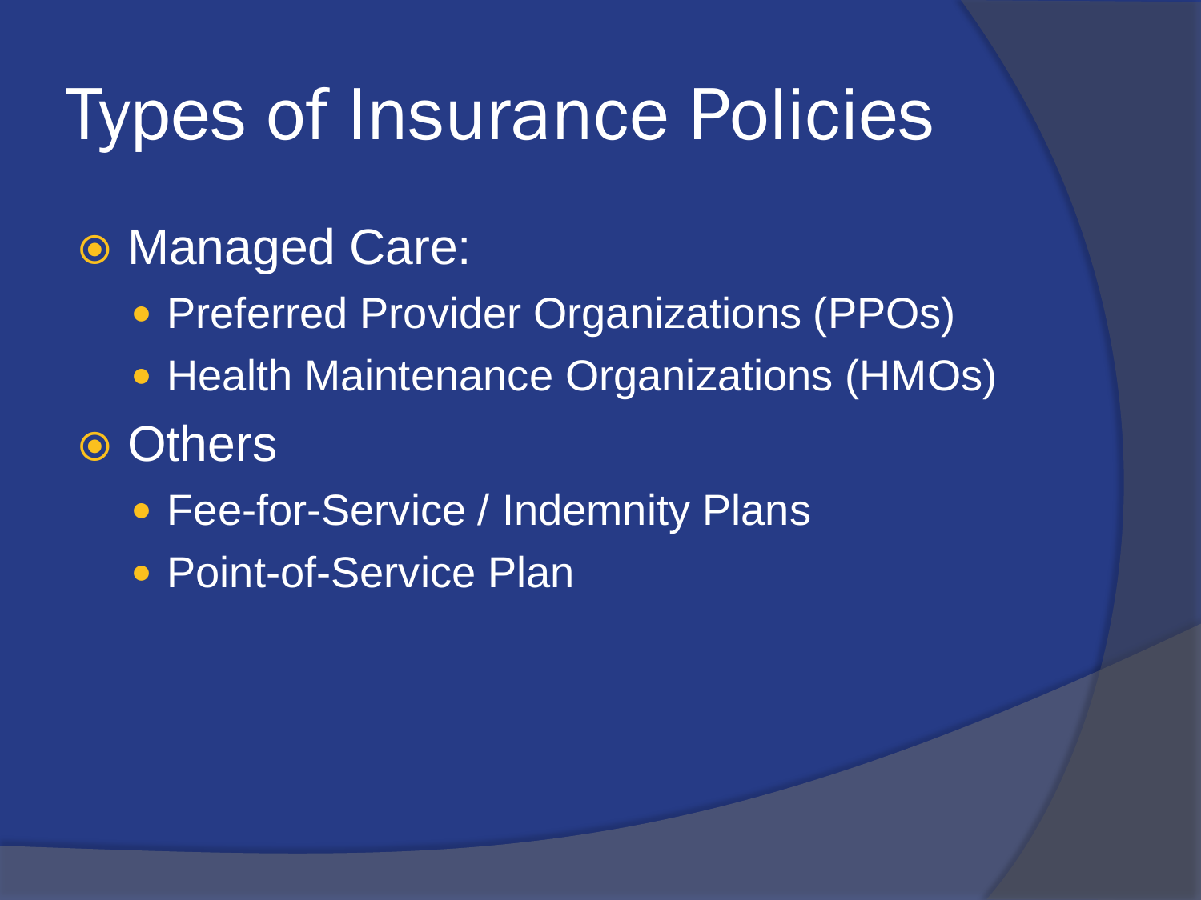# Types of Insurance Policies

- Managed Care:
  - Preferred Provider Organizations (PPOs)
  - Health Maintenance Organizations (HMOs)
- Others
  - Fee-for-Service / Indemnity Plans
  - Point-of-Service Plan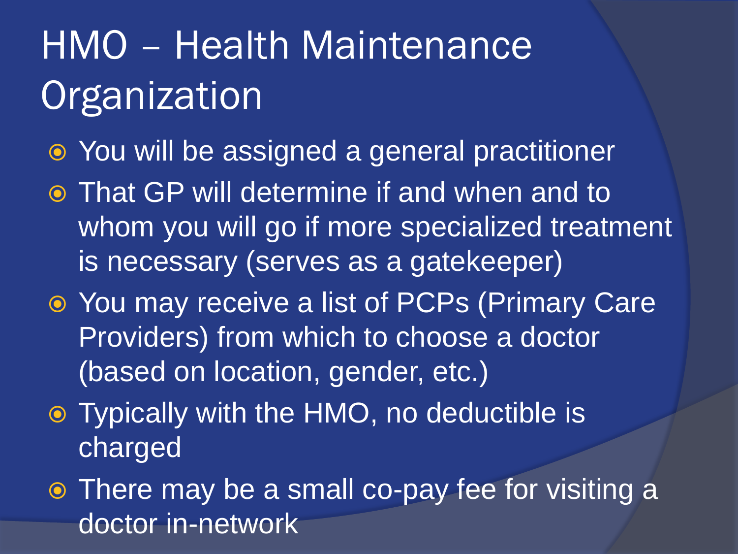# HMO – Health Maintenance Organization

- You will be assigned a general practitioner
- That GP will determine if and when and to whom you will go if more specialized treatment is necessary (serves as a gatekeeper)
- You may receive a list of PCPs (Primary Care Providers) from which to choose a doctor (based on location, gender, etc.)
- Typically with the HMO, no deductible is charged
- There may be a small co-pay fee for visiting a doctor in-network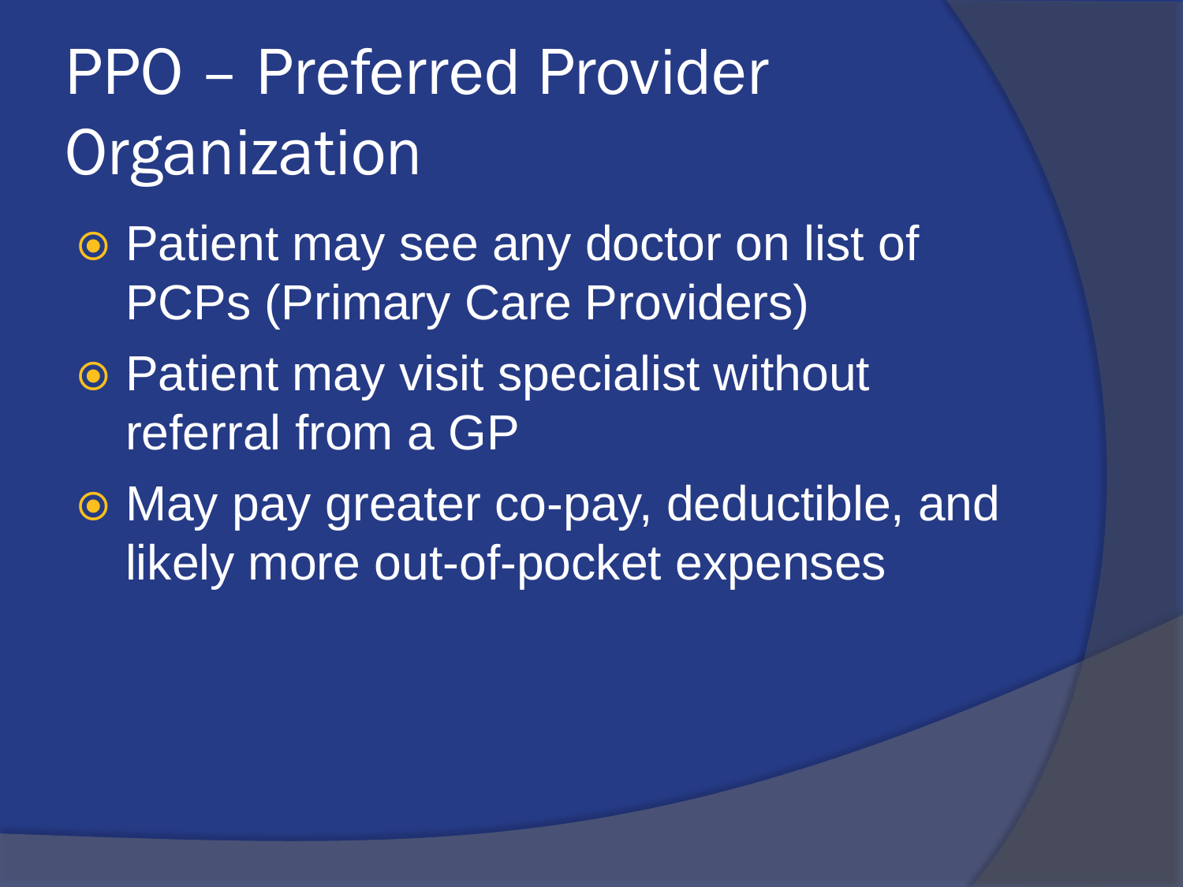# PPO – Preferred Provider Organization

- Patient may see any doctor on list of PCPs (Primary Care Providers)
- Patient may visit specialist without referral from a GP
- May pay greater co-pay, deductible, and likely more out-of-pocket expenses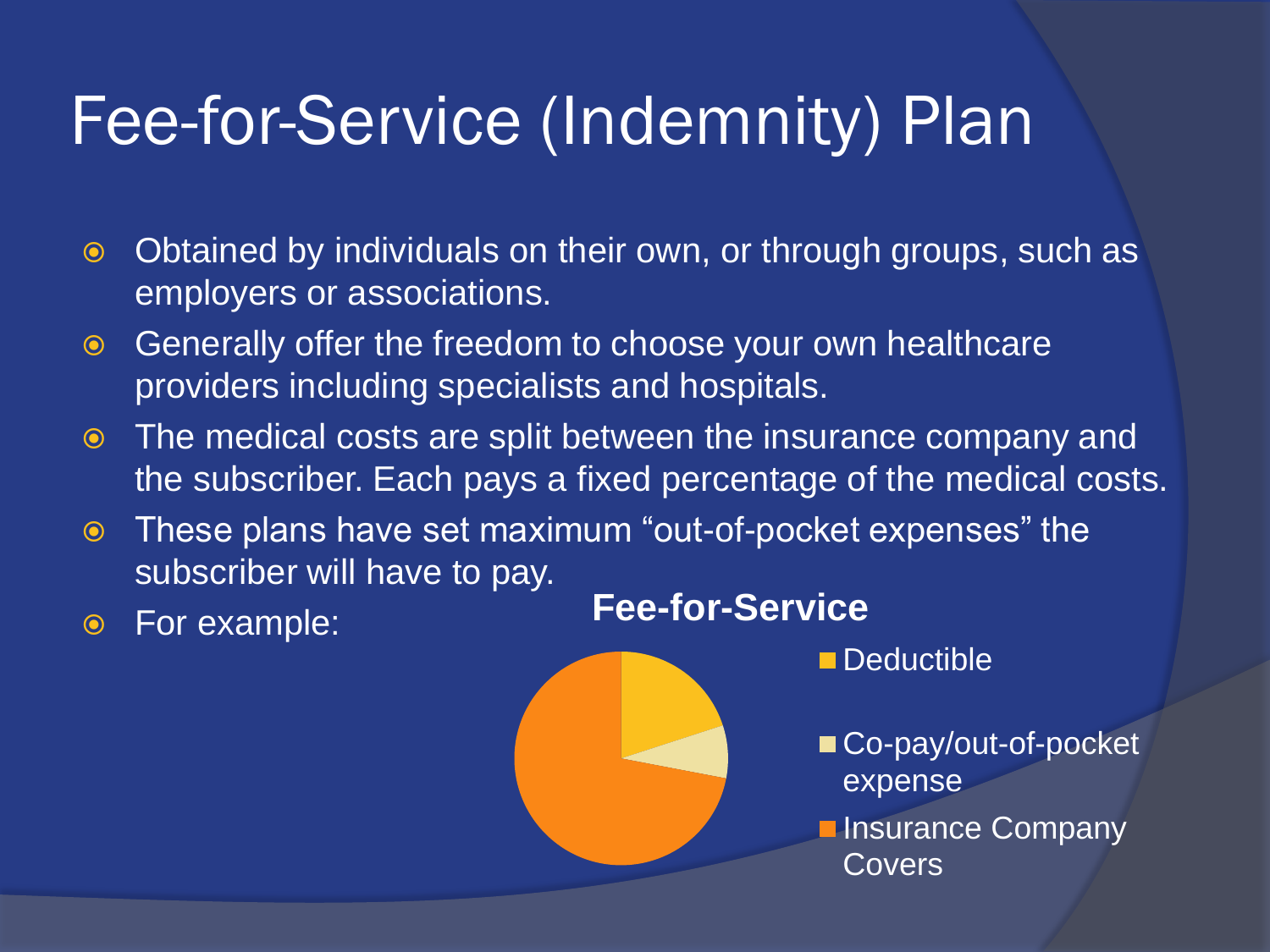# Fee-for-Service (Indemnity) Plan

- Obtained by individuals on their own, or through groups, such as employers or associations.
- Generally offer the freedom to choose your own healthcare providers including specialists and hospitals.
- The medical costs are split between the insurance company and the subscriber. Each pays a fixed percentage of the medical costs.
- These plans have set maximum "out-of-pocket expenses" the subscriber will have to pay.
- For example:

**Fee-for-Service**

- Deductible
- Co-pay/out-of-pocket expense
- Insurance Company Covers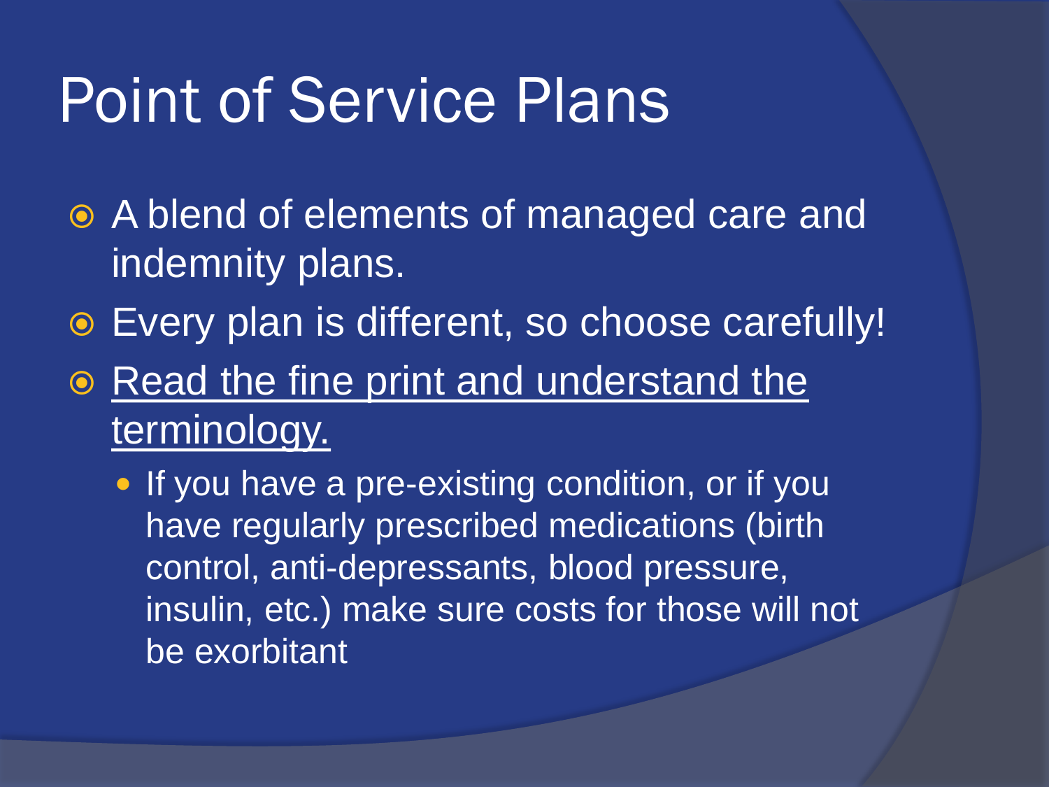# Point of Service Plans

- A blend of elements of managed care and indemnity plans.
- Every plan is different, so choose carefully!
- <u>Read the fine print and understand the terminology.</u>
  - If you have a pre-existing condition, or if you have regularly prescribed medications (birth control, anti-depressants, blood pressure, insulin, etc.) make sure costs for those will not be exorbitant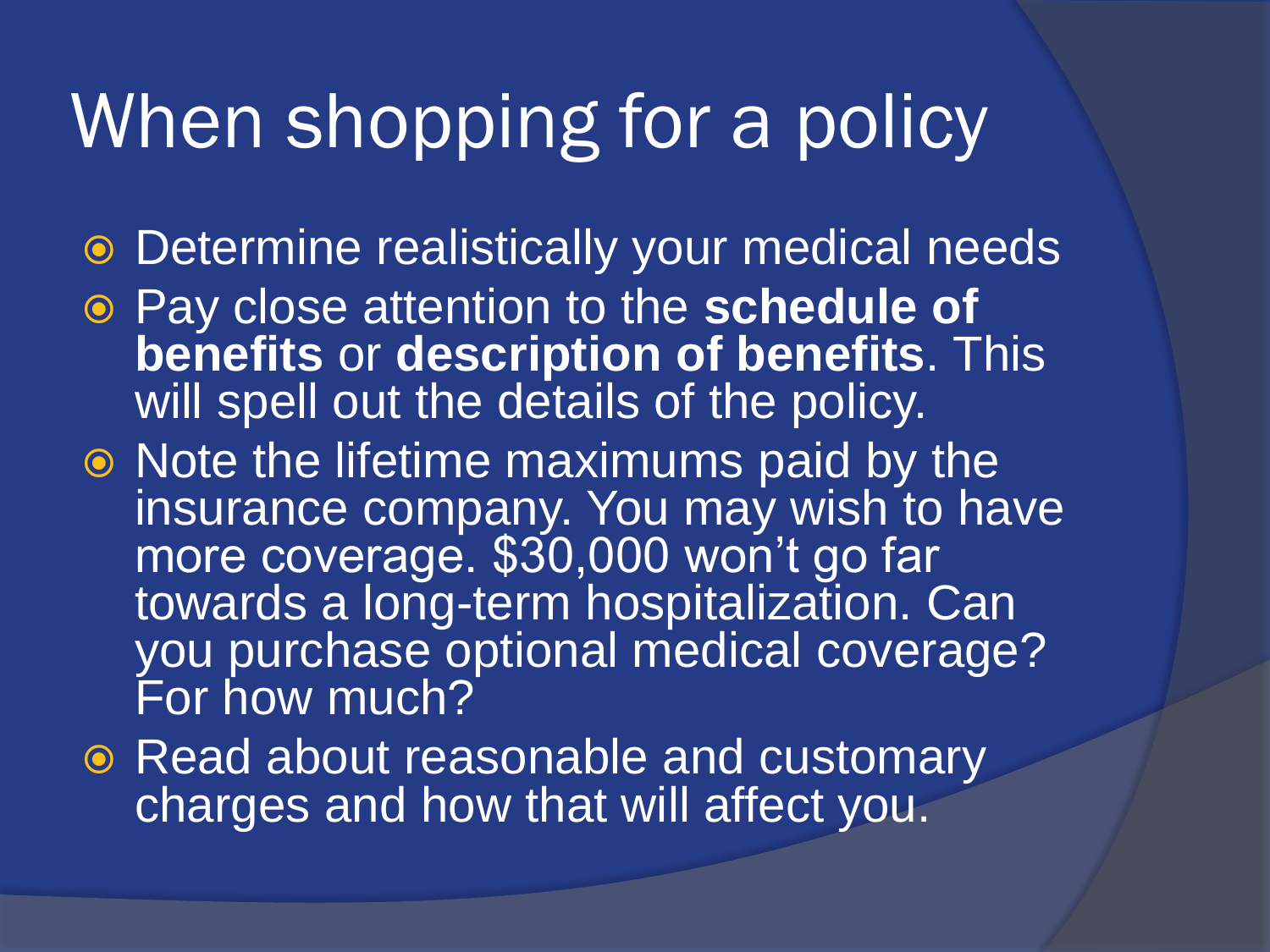# When shopping for a policy

- Determine realistically your medical needs
- Pay close attention to the **schedule of benefits** or **description of benefits**. This will spell out the details of the policy.
- Note the lifetime maximums paid by the insurance company. You may wish to have more coverage. $30,000 won't go far towards a long-term hospitalization. Can you purchase optional medical coverage? For how much?
- Read about reasonable and customary charges and how that will affect you.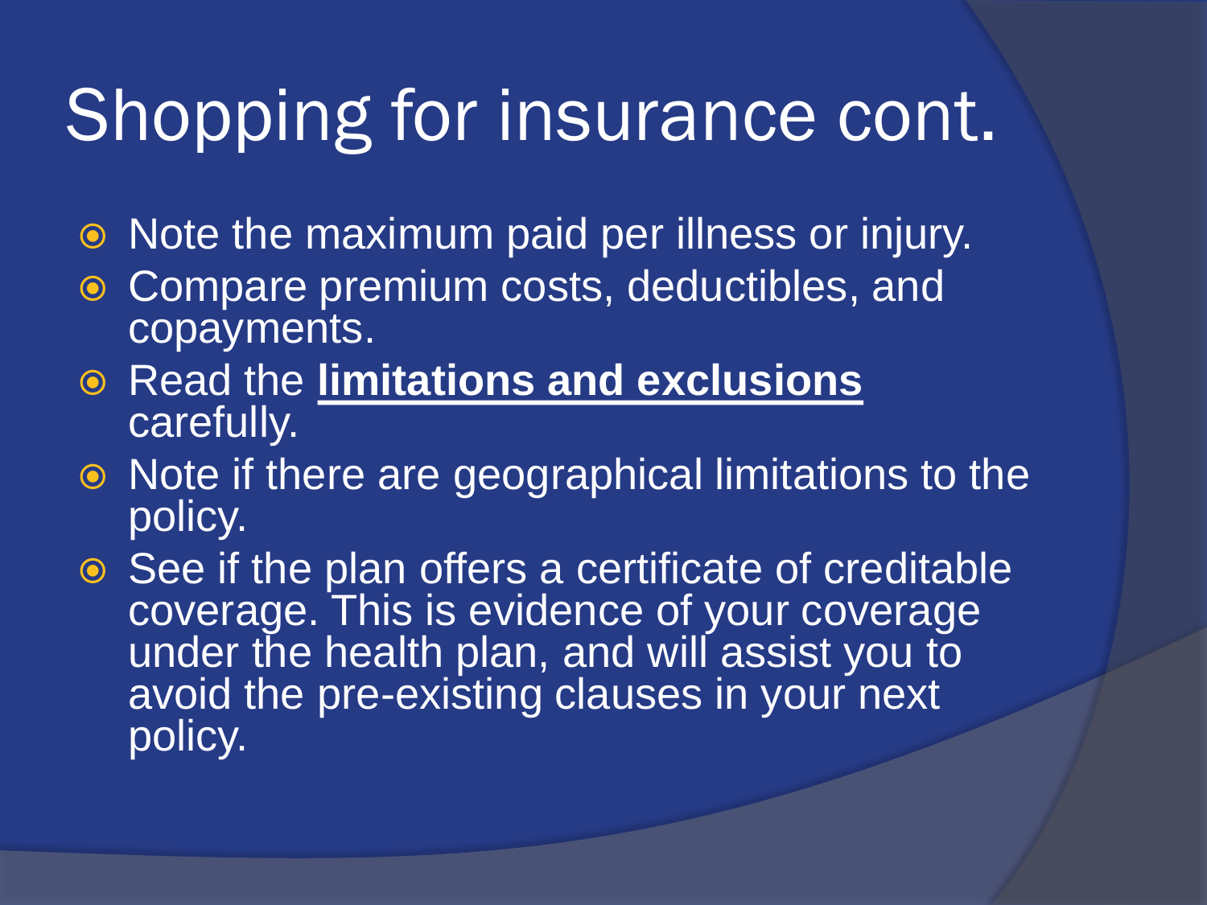# Shopping for insurance cont.

- Note the maximum paid per illness or injury.
- Compare premium costs, deductibles, and copayments.
- Read the **limitations and exclusions** carefully.
- Note if there are geographical limitations to the policy.
- See if the plan offers a certificate of creditable coverage. This is evidence of your coverage under the health plan, and will assist you to avoid the pre-existing clauses in your next policy.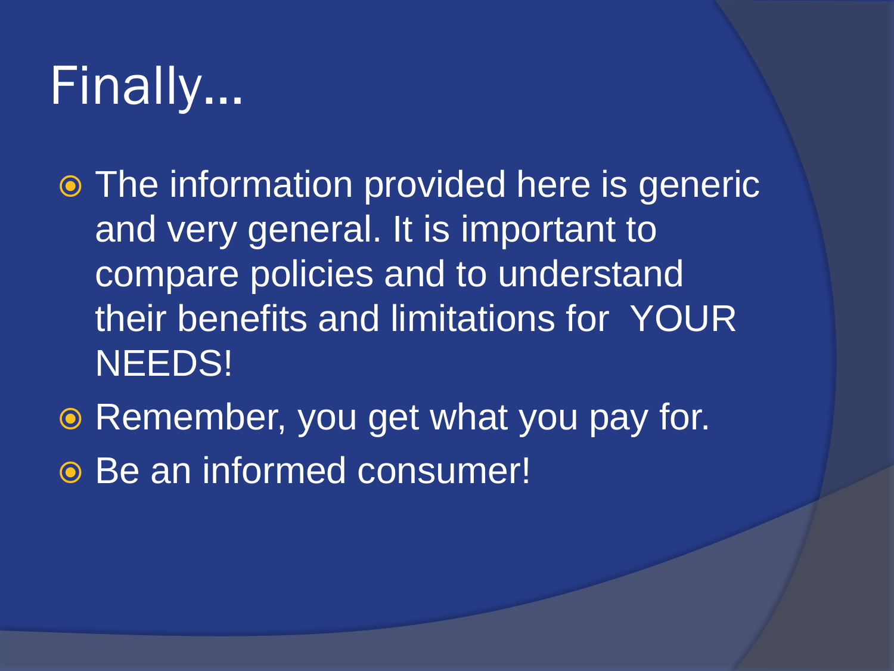# Finally…

- The information provided here is generic and very general. It is important to compare policies and to understand their benefits and limitations for YOUR NEEDS!
- Remember, you get what you pay for.
- Be an informed consumer!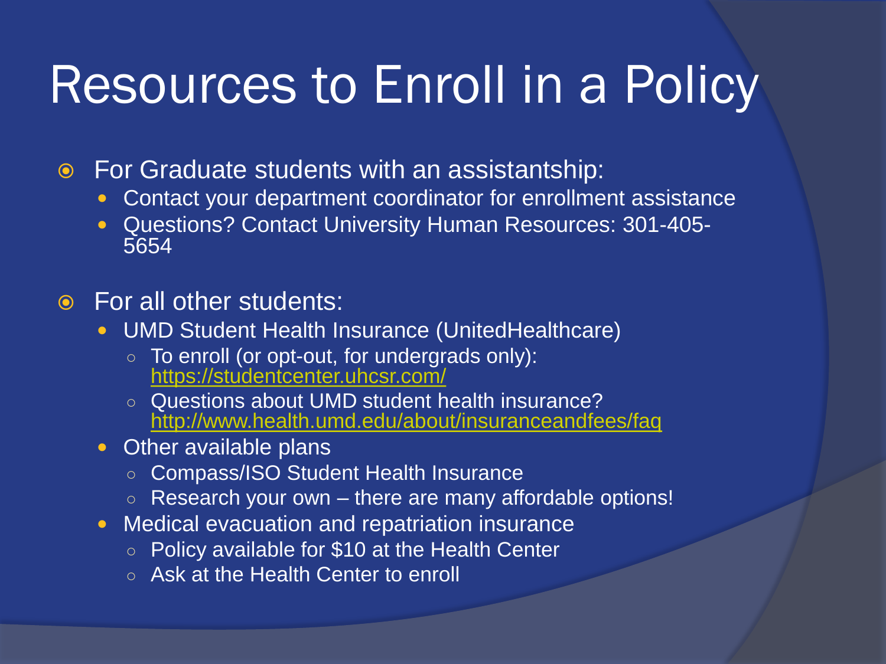# Resources to Enroll in a Policy

- For Graduate students with an assistantship:
  - Contact your department coordinator for enrollment assistance
  - Questions? Contact University Human Resources: 301-405-5654
- For all other students:
  - UMD Student Health Insurance (UnitedHealthcare)
    - To enroll (or opt-out, for undergrads only): https://studentcenter.uhcsr.com/
    - Questions about UMD student health insurance? http://www.health.umd.edu/about/insuranceandfees/faq
  - Other available plans
    - Compass/ISO Student Health Insurance
    - Research your own – there are many affordable options!
  - Medical evacuation and repatriation insurance
    - Policy available for $10 at the Health Center
    - Ask at the Health Center to enroll